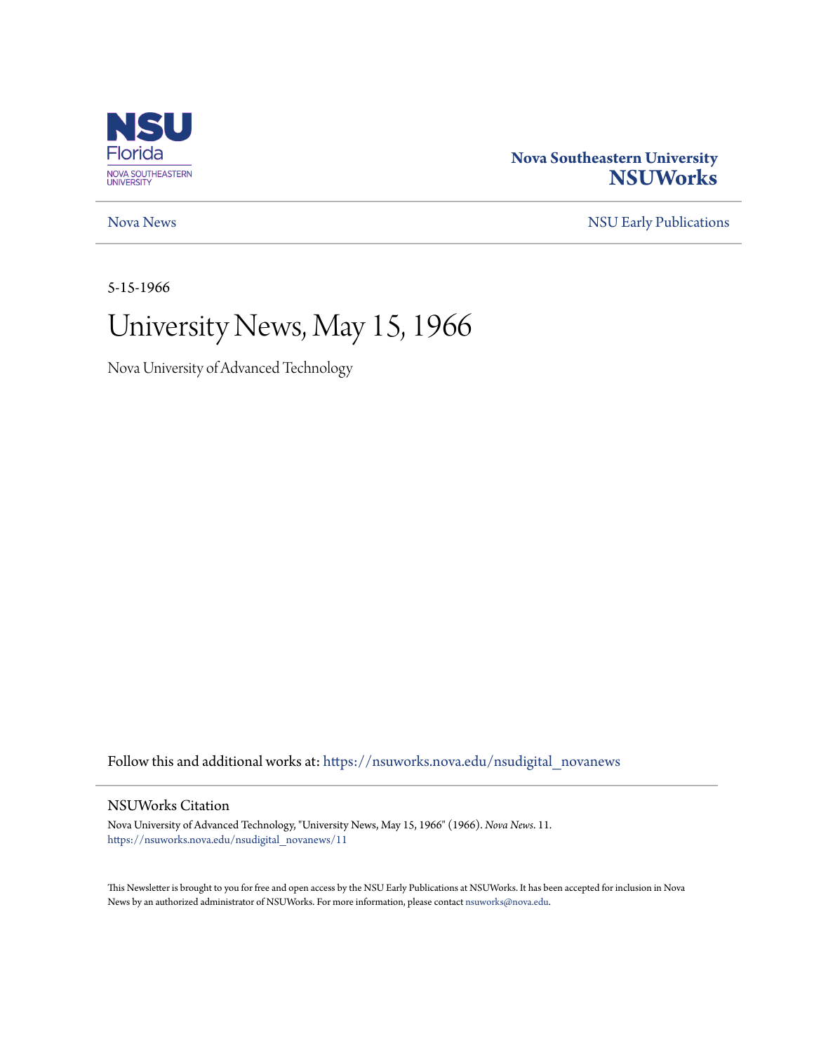Nova Southeastern University
**NSUWorks**

Nova News | NSU Early Publications

5-15-1966

# University News, May 15, 1966

Nova University of Advanced Technology

Follow this and additional works at: https://nsuworks.nova.edu/nsudigital_novanews

## NSUWorks Citation

Nova University of Advanced Technology, "University News, May 15, 1966" (1966). *Nova News*. 11.
https://nsuworks.nova.edu/nsudigital_novanews/11

This Newsletter is brought to you for free and open access by the NSU Early Publications at NSUWorks. It has been accepted for inclusion in Nova News by an authorized administrator of NSUWorks. For more information, please contact nsuworks@nova.edu.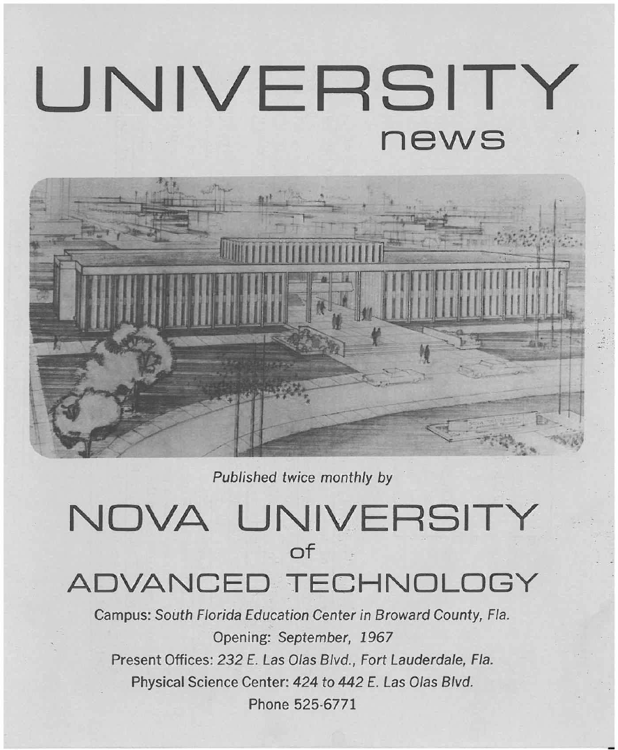# UNIVERSITY

## news

*Published twice monthly by*

# NOVA UNIVERSITY of ADVANCED TECHNOLOGY

Campus: *South Florida Education Center in Broward County, Fla.*

Opening: *September, 1967*

Present Offices: *232 E. Las Olas Blvd., Fort Lauderdale, Fla.*

Physical Science Center: *424 to 442 E. Las Olas Blvd.*

Phone 525-6771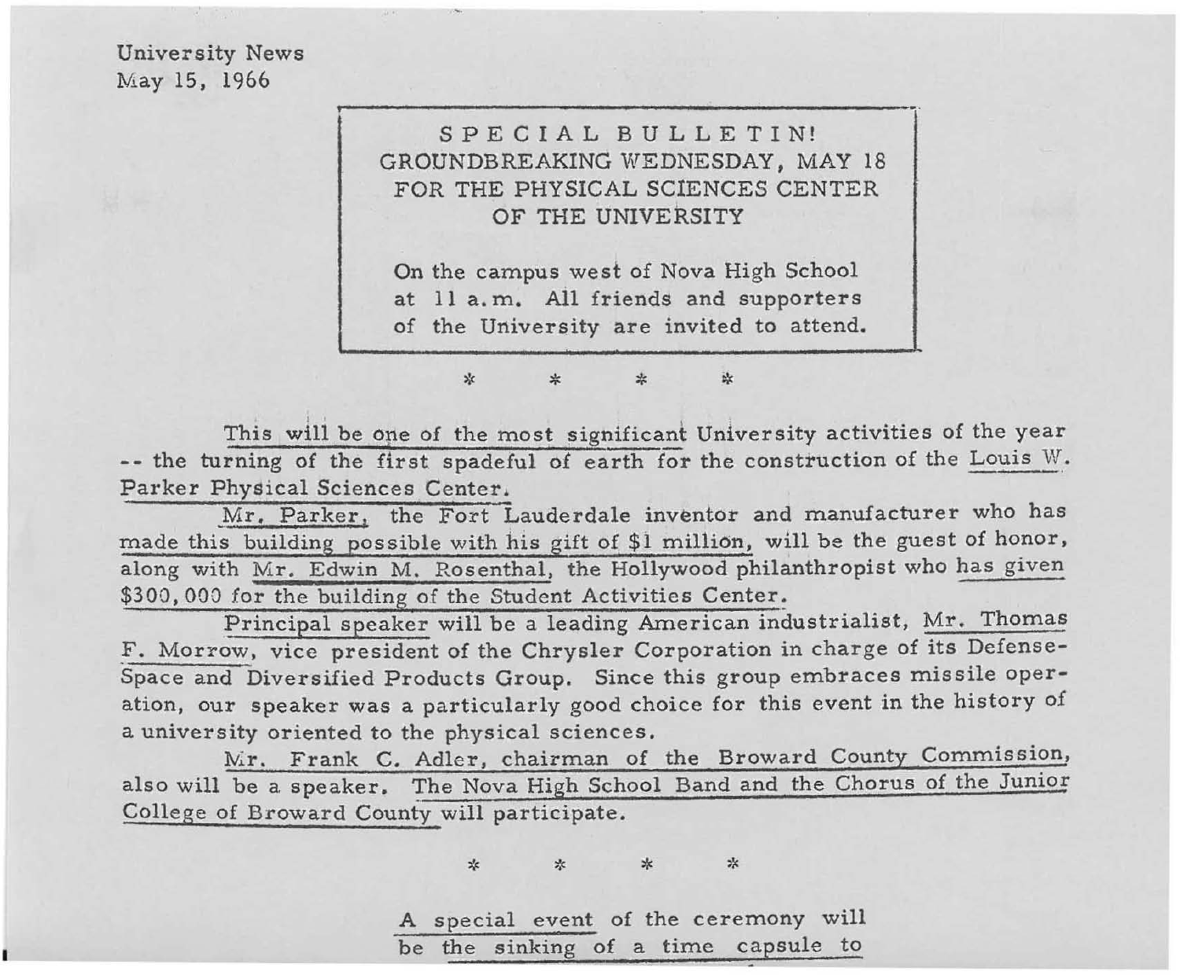University News
May 15, 1966

**SPECIAL BULLETIN!**
**GROUNDBREAKING WEDNESDAY, MAY 18**
**FOR THE PHYSICAL SCIENCES CENTER**
**OF THE UNIVERSITY**

On the campus west of Nova High School at 11 a.m. All friends and supporters of the University are invited to attend.

\* \* \* \*

This will be one of the most significant University activities of the year -- the turning of the first spadeful of earth for the construction of the Louis W. Parker Physical Sciences Center.

Mr. Parker, the Fort Lauderdale inventor and manufacturer who has made this building possible with his gift of $1 million, will be the guest of honor, along with Mr. Edwin M. Rosenthal, the Hollywood philanthropist who has given $300,000 for the building of the Student Activities Center.

Principal speaker will be a leading American industrialist, Mr. Thomas F. Morrow, vice president of the Chrysler Corporation in charge of its Defense-Space and Diversified Products Group. Since this group embraces missile operation, our speaker was a particularly good choice for this event in the history of a university oriented to the physical sciences.

Mr. Frank C. Adler, chairman of the Broward County Commission, also will be a speaker. The Nova High School Band and the Chorus of the Junior College of Broward County will participate.

\* \* \* \*

A special event of the ceremony will be the sinking of a time capsule to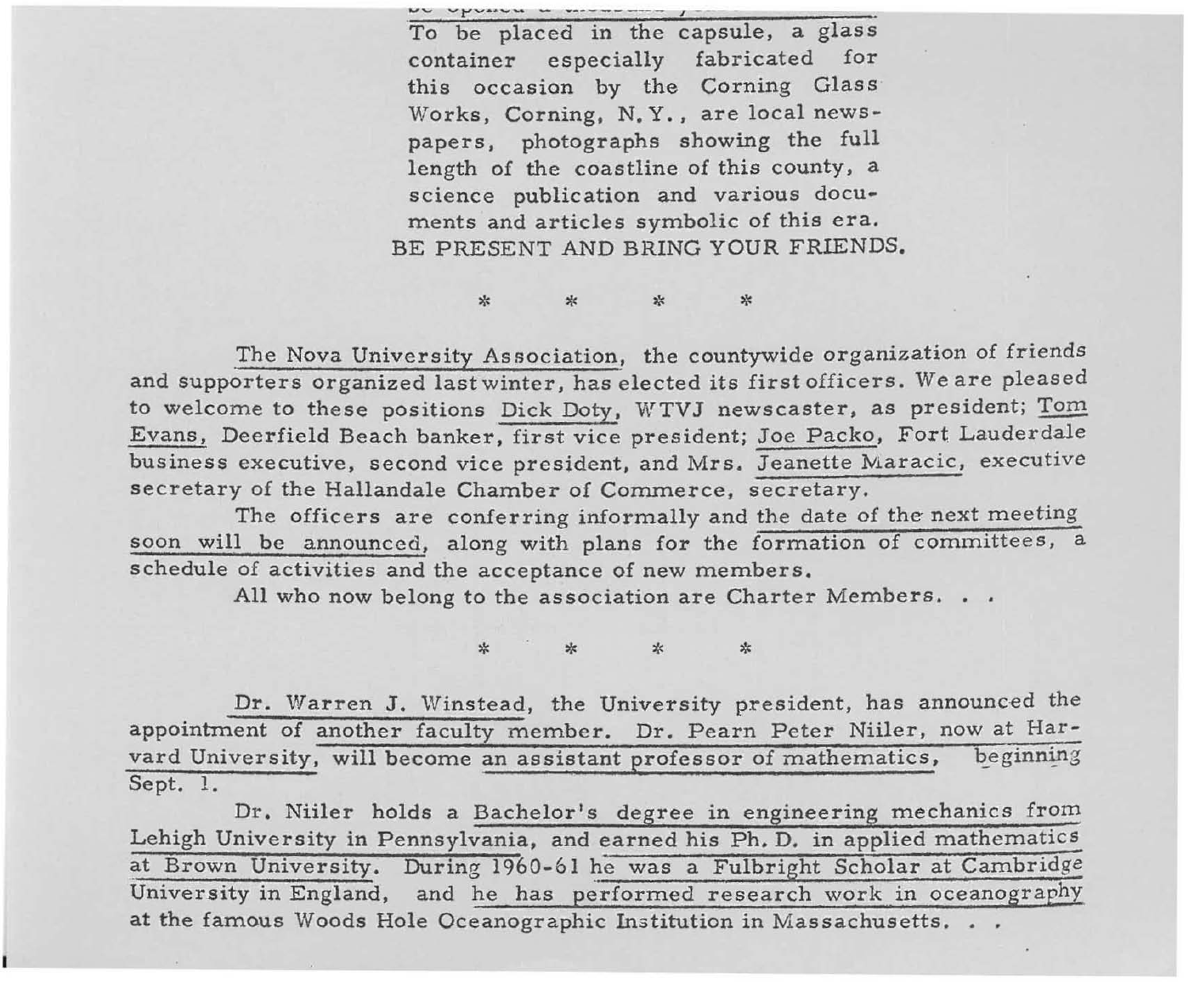To be placed in the capsule, a glass container especially fabricated for this occasion by the Corning Glass Works, Corning, N.Y., are local newspapers, photographs showing the full length of the coastline of this county, a science publication and various documents and articles symbolic of this era.

BE PRESENT AND BRING YOUR FRIENDS.

\* \* \* \*

The Nova University Association, the countywide organization of friends and supporters organized last winter, has elected its first officers. We are pleased to welcome to these positions Dick Doty, WTVJ newscaster, as president; Tom Evans, Deerfield Beach banker, first vice president; Joe Packo, Fort Lauderdale business executive, second vice president, and Mrs. Jeanette Maracic, executive secretary of the Hallandale Chamber of Commerce, secretary.

The officers are conferring informally and the date of the next meeting soon will be announced, along with plans for the formation of committees, a schedule of activities and the acceptance of new members.

All who now belong to the association are Charter Members. . .

\* \* \* \*

Dr. Warren J. Winstead, the University president, has announced the appointment of another faculty member. Dr. Pearn Peter Niiler, now at Harvard University, will become an assistant professor of mathematics, beginning Sept. 1.

Dr. Niiler holds a Bachelor's degree in engineering mechanics from Lehigh University in Pennsylvania, and earned his Ph. D. in applied mathematics at Brown University. During 1960-61 he was a Fulbright Scholar at Cambridge University in England, and he has performed research work in oceanography at the famous Woods Hole Oceanographic Institution in Massachusetts. . .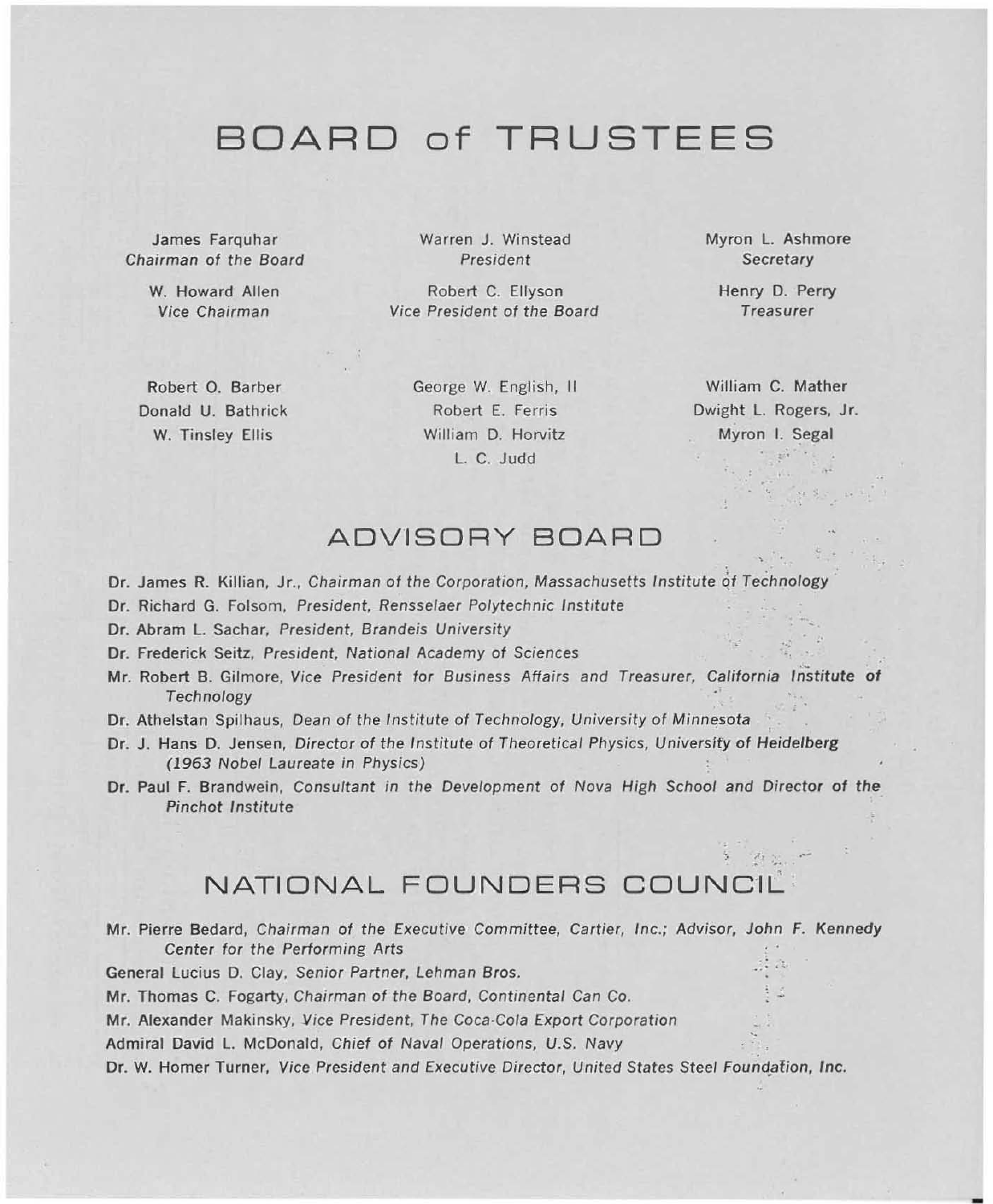# BOARD of TRUSTEES

James Farquhar
*Chairman of the Board*

W. Howard Allen
*Vice Chairman*

Warren J. Winstead
*President*

Robert C. Ellyson
*Vice President of the Board*

Myron L. Ashmore
*Secretary*

Henry D. Perry
*Treasurer*

Robert O. Barber
Donald U. Bathrick
W. Tinsley Ellis

George W. English, II
Robert E. Ferris
William D. Horvitz
L. C. Judd

William C. Mather
Dwight L. Rogers, Jr.
Myron I. Segal

## ADVISORY BOARD

Dr. James R. Killian, Jr., *Chairman of the Corporation, Massachusetts Institute of Technology*

Dr. Richard G. Folsom, *President, Rensselaer Polytechnic Institute*

Dr. Abram L. Sachar, *President, Brandeis University*

Dr. Frederick Seitz, *President, National Academy of Sciences*

Mr. Robert B. Gilmore, *Vice President for Business Affairs and Treasurer, California Institute of Technology*

Dr. Athelstan Spilhaus, *Dean of the Institute of Technology, University of Minnesota*

Dr. J. Hans D. Jensen, *Director of the Institute of Theoretical Physics, University of Heidelberg (1963 Nobel Laureate in Physics)*

Dr. Paul F. Brandwein, *Consultant in the Development of Nova High School and Director of the Pinchot Institute*

## NATIONAL FOUNDERS COUNCIL

Mr. Pierre Bedard, *Chairman of the Executive Committee, Cartier, Inc.; Advisor, John F. Kennedy Center for the Performing Arts*

General Lucius D. Clay, *Senior Partner, Lehman Bros.*

Mr. Thomas C. Fogarty, *Chairman of the Board, Continental Can Co.*

Mr. Alexander Makinsky, *Vice President, The Coca-Cola Export Corporation*

Admiral David L. McDonald, *Chief of Naval Operations, U.S. Navy*

Dr. W. Homer Turner, *Vice President and Executive Director, United States Steel Foundation, Inc.*